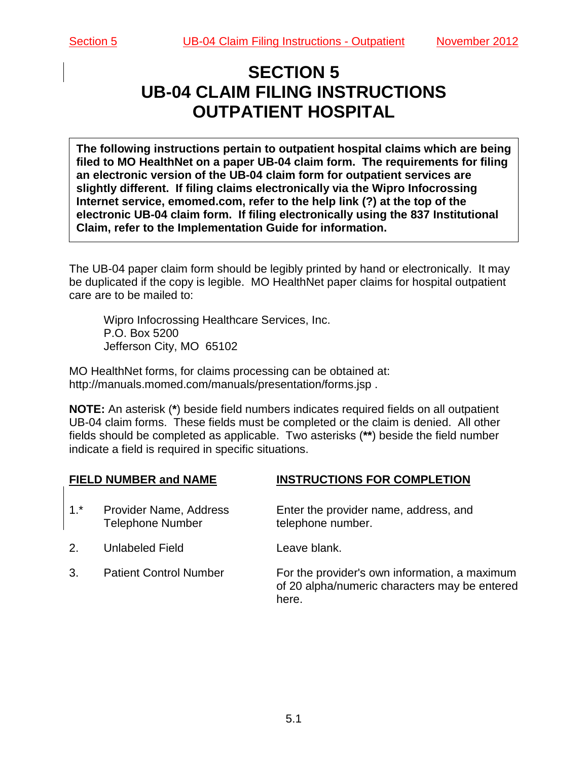# SECTION 5
# UB-04 CLAIM FILING INSTRUCTIONS
# OUTPATIENT HOSPITAL

**The following instructions pertain to outpatient hospital claims which are being filed to MO HealthNet on a paper UB-04 claim form. The requirements for filing an electronic version of the UB-04 claim form for outpatient services are slightly different. If filing claims electronically via the Wipro Infocrossing Internet service, emomed.com, refer to the help link (?) at the top of the electronic UB-04 claim form. If filing electronically using the 837 Institutional Claim, refer to the Implementation Guide for information.**

The UB-04 paper claim form should be legibly printed by hand or electronically. It may be duplicated if the copy is legible. MO HealthNet paper claims for hospital outpatient care are to be mailed to:

Wipro Infocrossing Healthcare Services, Inc.
P.O. Box 5200
Jefferson City, MO 65102

MO HealthNet forms, for claims processing can be obtained at: http://manuals.momed.com/manuals/presentation/forms.jsp .

**NOTE:** An asterisk (**\***) beside field numbers indicates required fields on all outpatient UB-04 claim forms. These fields must be completed or the claim is denied. All other fields should be completed as applicable. Two asterisks (**\*\***) beside the field number indicate a field is required in specific situations.

| FIELD NUMBER and NAME | | INSTRUCTIONS FOR COMPLETION |
|---|---|---|
| 1.* | Provider Name, Address Telephone Number | Enter the provider name, address, and telephone number. |
| 2. | Unlabeled Field | Leave blank. |
| 3. | Patient Control Number | For the provider's own information, a maximum of 20 alpha/numeric characters may be entered here. |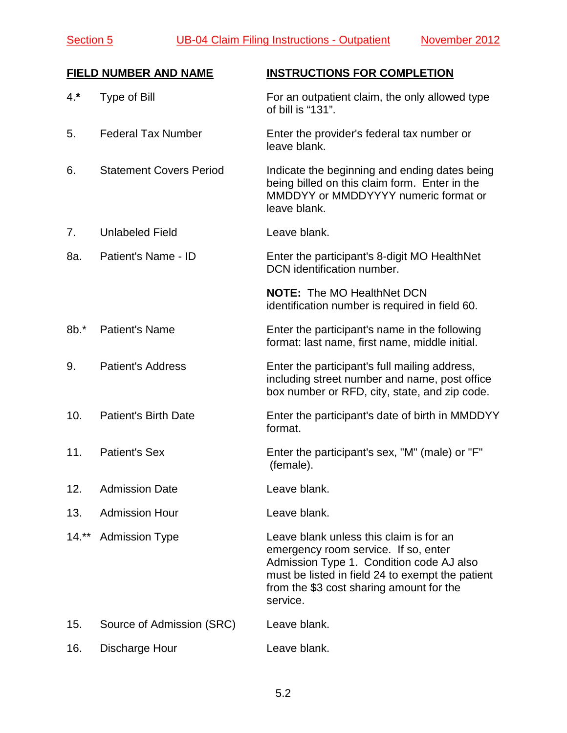| FIELD NUMBER AND NAME | | INSTRUCTIONS FOR COMPLETION |
|---|---|---|
| 4.* | Type of Bill | For an outpatient claim, the only allowed type of bill is "131". |
| 5. | Federal Tax Number | Enter the provider's federal tax number or leave blank. |
| 6. | Statement Covers Period | Indicate the beginning and ending dates being being billed on this claim form. Enter in the MMDDYY or MMDDYYYY numeric format or leave blank. |
| 7. | Unlabeled Field | Leave blank. |
| 8a. | Patient's Name - ID | Enter the participant's 8-digit MO HealthNet DCN identification number.<br><br>**NOTE:** The MO HealthNet DCN identification number is required in field 60. |
| 8b.* | Patient's Name | Enter the participant's name in the following format: last name, first name, middle initial. |
| 9. | Patient's Address | Enter the participant's full mailing address, including street number and name, post office box number or RFD, city, state, and zip code. |
| 10. | Patient's Birth Date | Enter the participant's date of birth in MMDDYY format. |
| 11. | Patient's Sex | Enter the participant's sex, "M" (male) or "F" (female). |
| 12. | Admission Date | Leave blank. |
| 13. | Admission Hour | Leave blank. |
| 14.** | Admission Type | Leave blank unless this claim is for an emergency room service. If so, enter Admission Type 1. Condition code AJ also must be listed in field 24 to exempt the patient from the $3 cost sharing amount for the service. |
| 15. | Source of Admission (SRC) | Leave blank. |
| 16. | Discharge Hour | Leave blank. |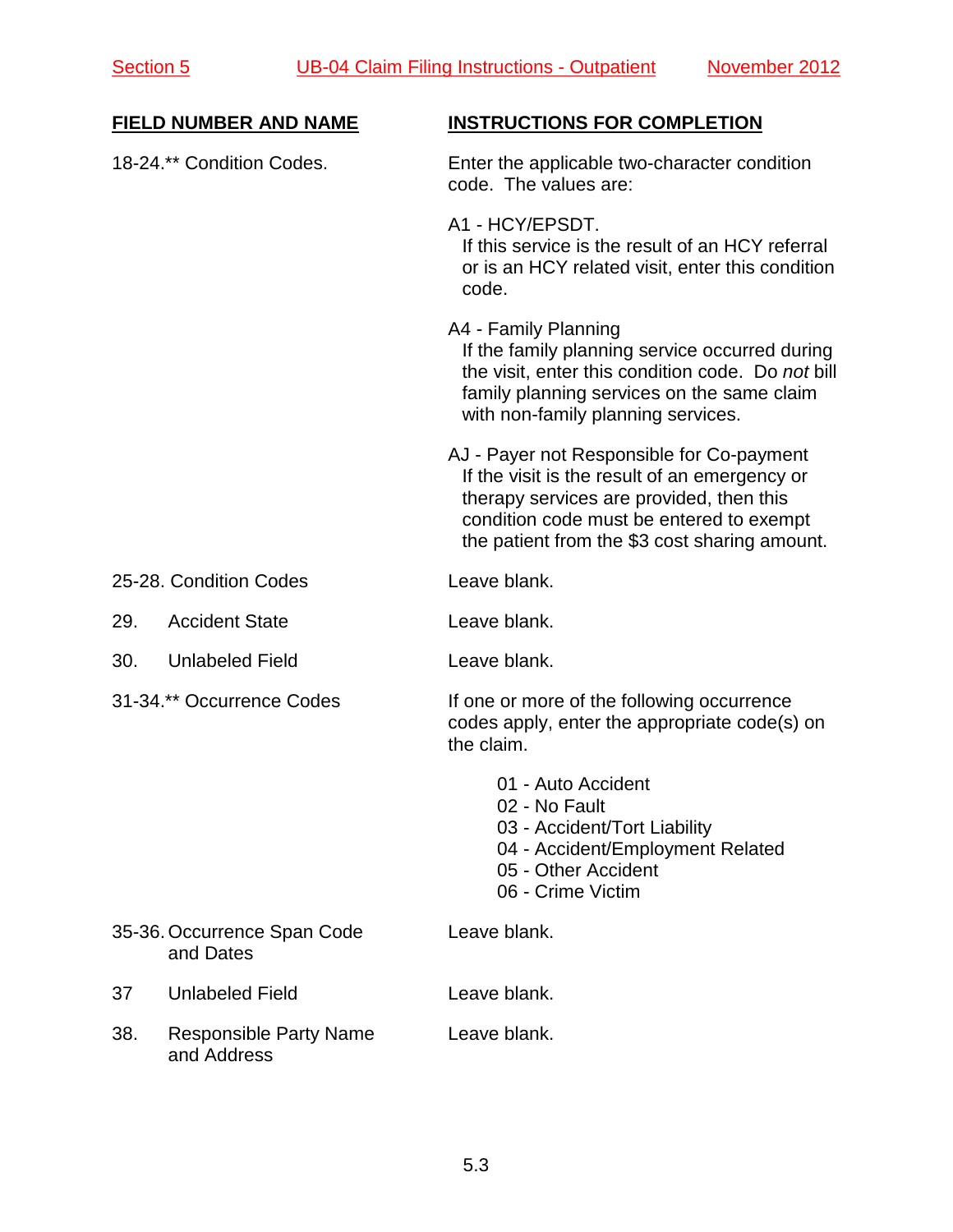| FIELD NUMBER AND NAME | INSTRUCTIONS FOR COMPLETION |
|---|---|
| 18-24.** Condition Codes. | Enter the applicable two-character condition code. The values are:<br><br>A1 - HCY/EPSDT.<br>If this service is the result of an HCY referral or is an HCY related visit, enter this condition code.<br><br>A4 - Family Planning<br>If the family planning service occurred during the visit, enter this condition code. Do *not* bill family planning services on the same claim with non-family planning services.<br><br>AJ - Payer not Responsible for Co-payment<br>If the visit is the result of an emergency or therapy services are provided, then this condition code must be entered to exempt the patient from the $3 cost sharing amount. |
| 25-28. Condition Codes | Leave blank. |
| 29. Accident State | Leave blank. |
| 30. Unlabeled Field | Leave blank. |
| 31-34.** Occurrence Codes | If one or more of the following occurrence codes apply, enter the appropriate code(s) on the claim.<br><br>01 - Auto Accident<br>02 - No Fault<br>03 - Accident/Tort Liability<br>04 - Accident/Employment Related<br>05 - Other Accident<br>06 - Crime Victim |
| 35-36. Occurrence Span Code and Dates | Leave blank. |
| 37 Unlabeled Field | Leave blank. |
| 38. Responsible Party Name and Address | Leave blank. |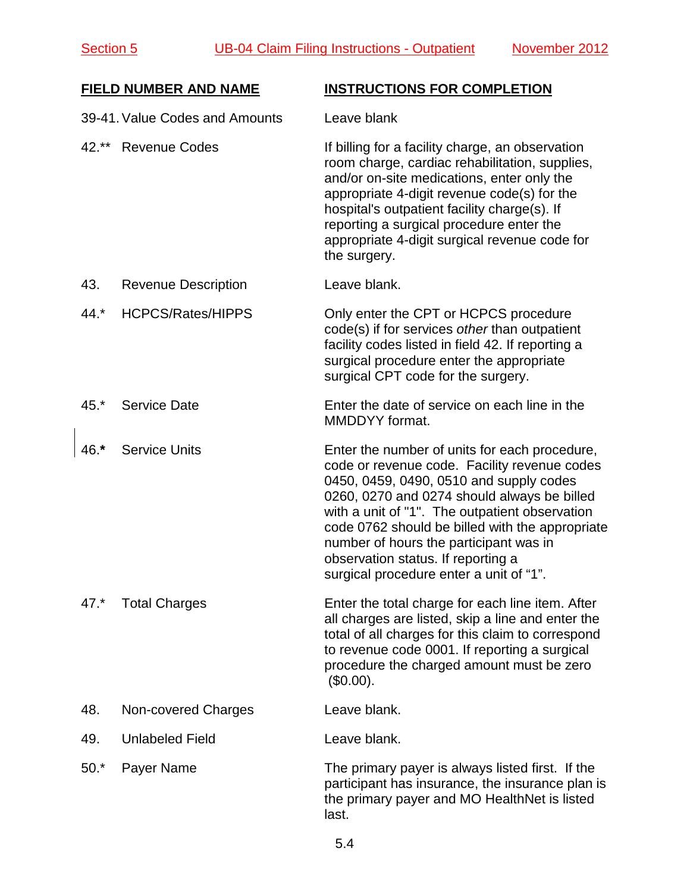| FIELD NUMBER AND NAME | INSTRUCTIONS FOR COMPLETION |
|---|---|
| 39-41. Value Codes and Amounts | Leave blank |
| 42.** Revenue Codes | If billing for a facility charge, an observation room charge, cardiac rehabilitation, supplies, and/or on-site medications, enter only the appropriate 4-digit revenue code(s) for the hospital's outpatient facility charge(s). If reporting a surgical procedure enter the appropriate 4-digit surgical revenue code for the surgery. |
| 43. Revenue Description | Leave blank. |
| 44.* HCPCS/Rates/HIPPS | Only enter the CPT or HCPCS procedure code(s) if for services *other* than outpatient facility codes listed in field 42. If reporting a surgical procedure enter the appropriate surgical CPT code for the surgery. |
| 45.* Service Date | Enter the date of service on each line in the MMDDYY format. |
| 46.**\*** Service Units | Enter the number of units for each procedure, code or revenue code. Facility revenue codes 0450, 0459, 0490, 0510 and supply codes 0260, 0270 and 0274 should always be billed with a unit of "1". The outpatient observation code 0762 should be billed with the appropriate number of hours the participant was in observation status. If reporting a surgical procedure enter a unit of "1". |
| 47.* Total Charges | Enter the total charge for each line item. After all charges are listed, skip a line and enter the total of all charges for this claim to correspond to revenue code 0001. If reporting a surgical procedure the charged amount must be zero ($0.00). |
| 48. Non-covered Charges | Leave blank. |
| 49. Unlabeled Field | Leave blank. |
| 50.* Payer Name | The primary payer is always listed first. If the participant has insurance, the insurance plan is the primary payer and MO HealthNet is listed last. |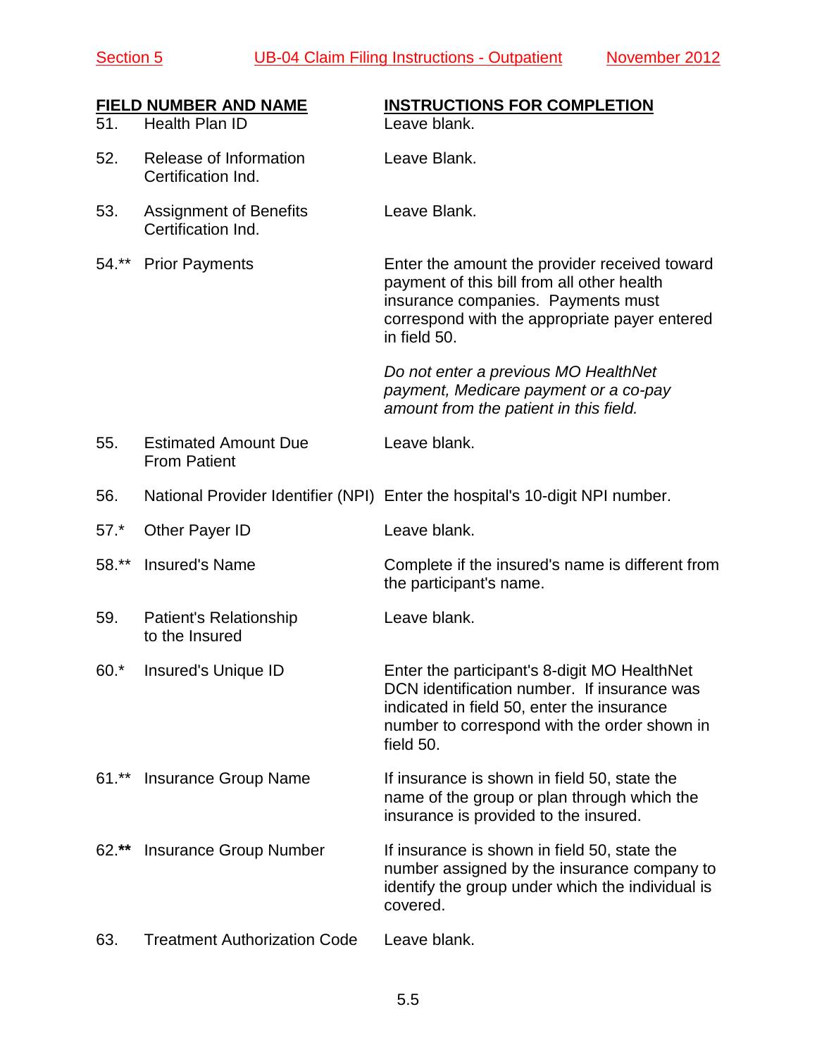| FIELD NUMBER AND NAME | | INSTRUCTIONS FOR COMPLETION |
|---|---|---|
| 51. | Health Plan ID | Leave blank. |
| 52. | Release of Information Certification Ind. | Leave Blank. |
| 53. | Assignment of Benefits Certification Ind. | Leave Blank. |
| 54.** | Prior Payments | Enter the amount the provider received toward payment of this bill from all other health insurance companies. Payments must correspond with the appropriate payer entered in field 50.<br><br>*Do not enter a previous MO HealthNet payment, Medicare payment or a co-pay amount from the patient in this field.* |
| 55. | Estimated Amount Due From Patient | Leave blank. |
| 56. | National Provider Identifier (NPI) | Enter the hospital's 10-digit NPI number. |
| 57.* | Other Payer ID | Leave blank. |
| 58.** | Insured's Name | Complete if the insured's name is different from the participant's name. |
| 59. | Patient's Relationship to the Insured | Leave blank. |
| 60.* | Insured's Unique ID | Enter the participant's 8-digit MO HealthNet DCN identification number. If insurance was indicated in field 50, enter the insurance number to correspond with the order shown in field 50. |
| 61.** | Insurance Group Name | If insurance is shown in field 50, state the name of the group or plan through which the insurance is provided to the insured. |
| 62.** | Insurance Group Number | If insurance is shown in field 50, state the number assigned by the insurance company to identify the group under which the individual is covered. |
| 63. | Treatment Authorization Code | Leave blank. |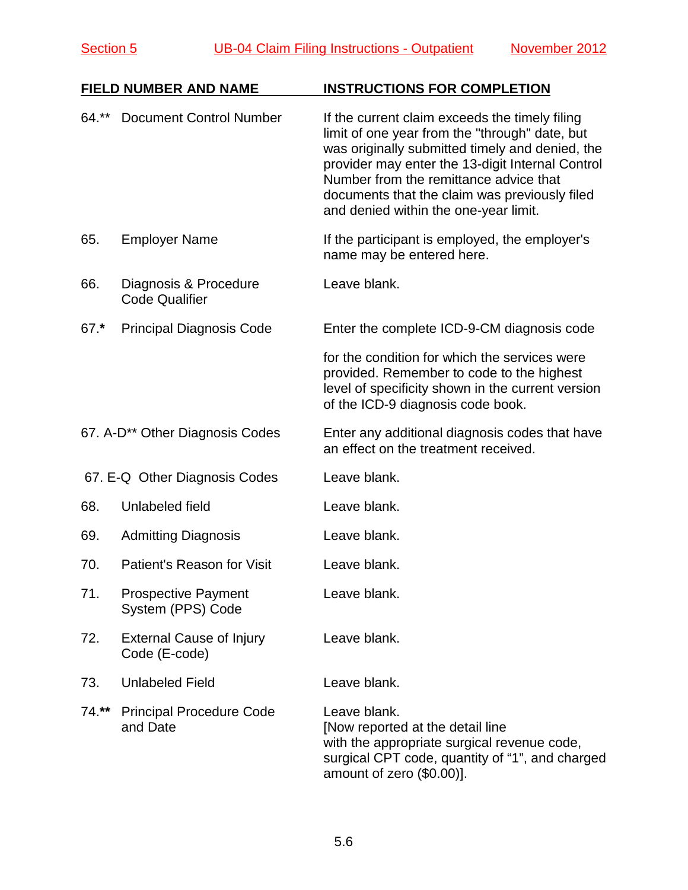| FIELD NUMBER AND NAME | INSTRUCTIONS FOR COMPLETION |
| --- | --- |
| 64.** Document Control Number | If the current claim exceeds the timely filing limit of one year from the "through" date, but was originally submitted timely and denied, the provider may enter the 13-digit Internal Control Number from the remittance advice that documents that the claim was previously filed and denied within the one-year limit. |
| 65. Employer Name | If the participant is employed, the employer's name may be entered here. |
| 66. Diagnosis & Procedure Code Qualifier | Leave blank. |
| 67.**\*** Principal Diagnosis Code | Enter the complete ICD-9-CM diagnosis code for the condition for which the services were provided. Remember to code to the highest level of specificity shown in the current version of the ICD-9 diagnosis code book. |
| 67. A-D** Other Diagnosis Codes | Enter any additional diagnosis codes that have an effect on the treatment received. |
| 67. E-Q Other Diagnosis Codes | Leave blank. |
| 68. Unlabeled field | Leave blank. |
| 69. Admitting Diagnosis | Leave blank. |
| 70. Patient's Reason for Visit | Leave blank. |
| 71. Prospective Payment System (PPS) Code | Leave blank. |
| 72. External Cause of Injury Code (E-code) | Leave blank. |
| 73. Unlabeled Field | Leave blank. |
| 74.**\*\*** Principal Procedure Code and Date | Leave blank. [Now reported at the detail line with the appropriate surgical revenue code, surgical CPT code, quantity of "1", and charged amount of zero ($0.00)]. |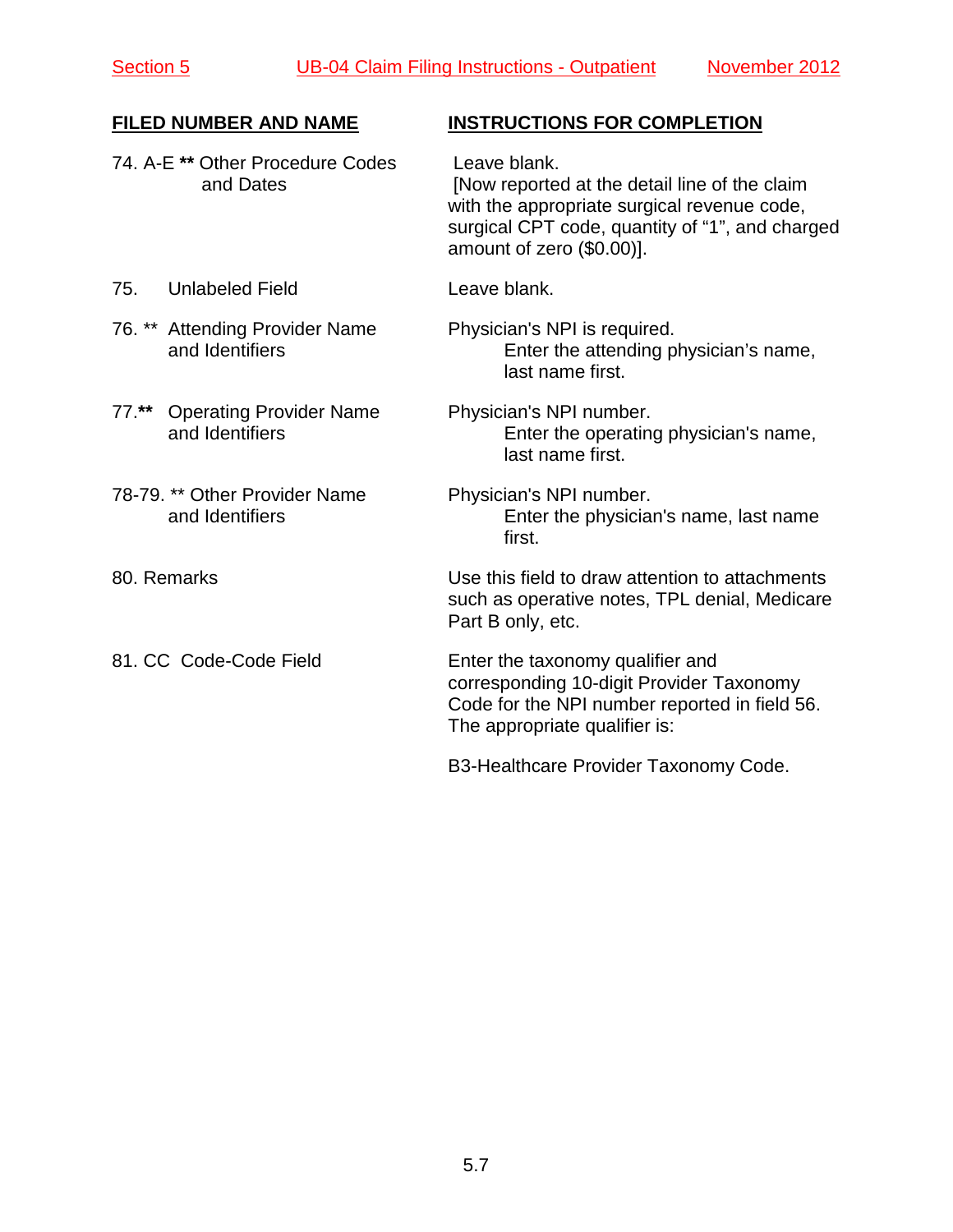| FILED NUMBER AND NAME | INSTRUCTIONS FOR COMPLETION |
|---|---|
| 74. A-E ** Other Procedure Codes and Dates | Leave blank. [Now reported at the detail line of the claim with the appropriate surgical revenue code, surgical CPT code, quantity of "1", and charged amount of zero ($0.00)]. |
| 75. Unlabeled Field | Leave blank. |
| 76. ** Attending Provider Name and Identifiers | Physician's NPI is required. Enter the attending physician's name, last name first. |
| 77.** Operating Provider Name and Identifiers | Physician's NPI number. Enter the operating physician's name, last name first. |
| 78-79. ** Other Provider Name and Identifiers | Physician's NPI number. Enter the physician's name, last name first. |
| 80. Remarks | Use this field to draw attention to attachments such as operative notes, TPL denial, Medicare Part B only, etc. |
| 81. CC Code-Code Field | Enter the taxonomy qualifier and corresponding 10-digit Provider Taxonomy Code for the NPI number reported in field 56. The appropriate qualifier is: B3-Healthcare Provider Taxonomy Code. |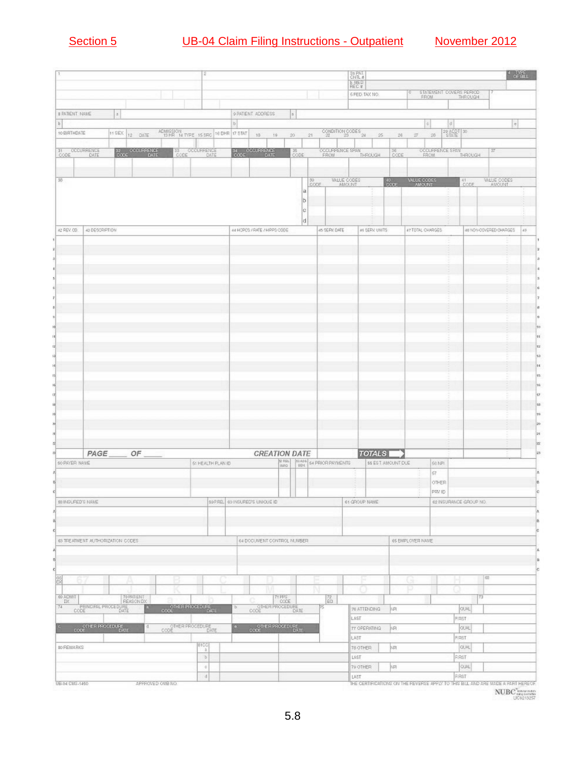1 | 2 | 3a PAT. CNTL # | b. MED. REC. # | 4 TYPE OF BILL

5 FED. TAX NO. | 6 STATEMENT COVERS PERIOD FROM THROUGH | 7

8 PATIENT NAME a b | 9 PATIENT ADDRESS a b c d e

10 BIRTHDATE | 11 SEX | ADMISSION 12 DATE 13 HR 14 TYPE 15 SRC | 16 DHR | 17 STAT | CONDITION CODES 18 19 20 21 22 23 24 25 26 27 28 | 29 ACDT STATE | 30

31 OCCURRENCE CODE DATE | 32 OCCURRENCE CODE DATE | 33 OCCURRENCE CODE DATE | 34 OCCURRENCE CODE DATE | 35 OCCURRENCE SPAN CODE FROM THROUGH | 36 OCCURRENCE SPAN CODE FROM THROUGH | 37

38 | 39 VALUE CODES CODE AMOUNT | 40 VALUE CODES CODE AMOUNT | 41 VALUE CODES CODE AMOUNT

| 42 REV. CD. | 43 DESCRIPTION | 44 HCPCS / RATE / HIPPS CODE | 45 SERV. DATE | 46 SERV. UNITS | 47 TOTAL CHARGES | 48 NON-COVERED CHARGES | 49 |
|---|---|---|---|---|---|---|---|
| 1 | | | | | | | |
| 2 | | | | | | | |
| 3 | | | | | | | |
| 4 | | | | | | | |
| 5 | | | | | | | |
| 6 | | | | | | | |
| 7 | | | | | | | |
| 8 | | | | | | | |
| 9 | | | | | | | |
| 10 | | | | | | | |
| 11 | | | | | | | |
| 12 | | | | | | | |
| 13 | | | | | | | |
| 14 | | | | | | | |
| 15 | | | | | | | |
| 16 | | | | | | | |
| 17 | | | | | | | |
| 18 | | | | | | | |
| 19 | | | | | | | |
| 20 | | | | | | | |
| 21 | | | | | | | |
| 22 | | | | | | | |
| 23 | PAGE ___ OF ___ | CREATION DATE | | TOTALS | | | |

50 PAYER NAME | 51 HEALTH PLAN ID | 52 REL. INFO | 53 ASG. BEN. | 54 PRIOR PAYMENTS | 55 EST. AMOUNT DUE | 56 NPI | 57 OTHER PRV ID

58 INSURED'S NAME | 59 P. REL | 60 INSURED'S UNIQUE ID | 61 GROUP NAME | 62 INSURANCE GROUP NO.

63 TREATMENT AUTHORIZATION CODES | 64 DOCUMENT CONTROL NUMBER | 65 EMPLOYER NAME

66 DX | 67 A B C D E F G H I J K L M N O P Q | 68

69 ADMIT DX | 70 PATIENT REASON DX a b c | 71 PPS CODE | 72 ECI | 73

74 PRINCIPAL PROCEDURE CODE DATE | a. OTHER PROCEDURE CODE DATE | b. OTHER PROCEDURE CODE DATE | 75 | 76 ATTENDING NPI QUAL LAST FIRST

c. OTHER PROCEDURE CODE DATE | d. OTHER PROCEDURE CODE DATE | e. OTHER PROCEDURE CODE DATE | 77 OPERATING NPI QUAL LAST FIRST

80 REMARKS | 81CC a b c d | 78 OTHER NPI QUAL LAST FIRST | 79 OTHER NPI QUAL LAST FIRST

UB-04 CMS-1450 | APPROVED OMB NO. | THE CERTIFICATIONS ON THE REVERSE APPLY TO THIS BILL AND ARE MADE A PART HEREOF. | NUBC National Uniform Billing Committee LIC9213257